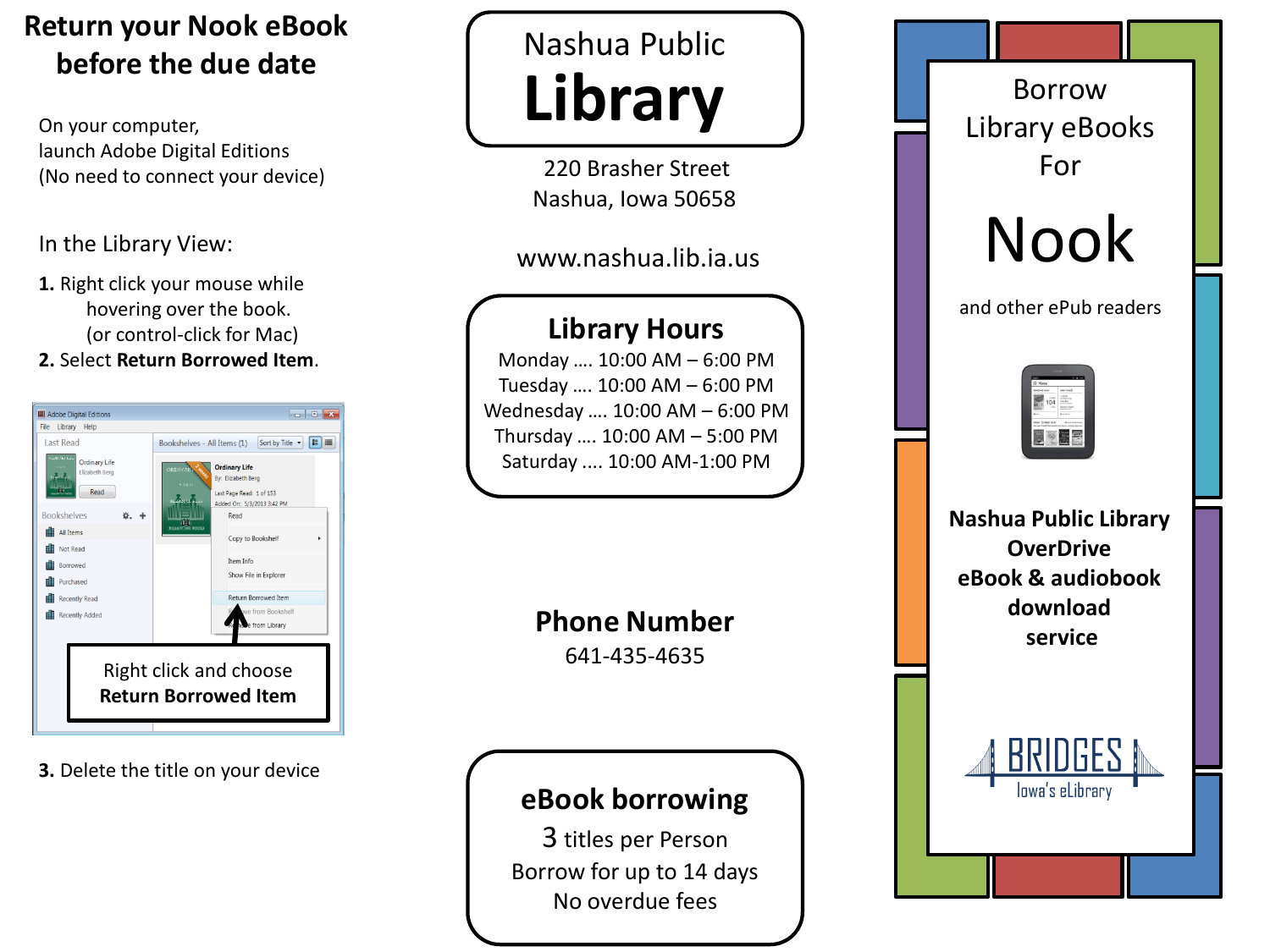# Return your Nook eBook before the due date

On your computer,
launch Adobe Digital Editions
(No need to connect your device)

In the Library View:

1. Right click your mouse while hovering over the book. (or control-click for Mac)
2. Select **Return Borrowed Item**.

Right click and choose
**Return Borrowed Item**

3. Delete the title on your device

# Nashua Public Library

220 Brasher Street
Nashua, Iowa 50658

www.nashua.lib.ia.us

## Library Hours

Monday .... 10:00 AM – 6:00 PM
Tuesday .... 10:00 AM – 6:00 PM
Wednesday .... 10:00 AM – 6:00 PM
Thursday .... 10:00 AM – 5:00 PM
Saturday .... 10:00 AM-1:00 PM

## Phone Number

641-435-4635

## eBook borrowing

3 titles per Person
Borrow for up to 14 days
No overdue fees

# Borrow Library eBooks For Nook

and other ePub readers

**Nashua Public Library OverDrive eBook & audiobook download service**

BRIDGES
Iowa's eLibrary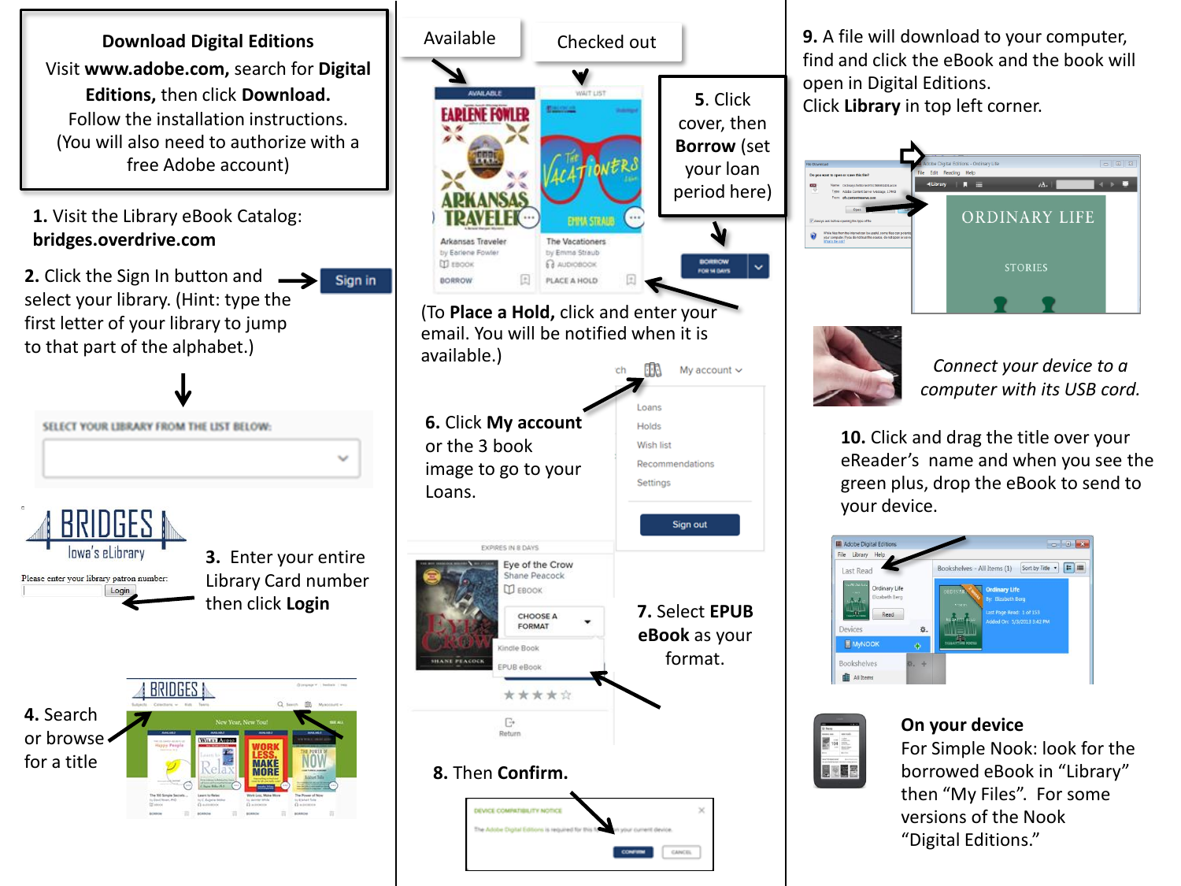## Download Digital Editions

Visit **www.adobe.com**, search for **Digital Editions,** then click **Download.**
Follow the installation instructions.
(You will also need to authorize with a free Adobe account)

**1.** Visit the Library eBook Catalog: **bridges.overdrive.com**

**2.** Click the Sign In button and select your library. (Hint: type the first letter of your library to jump to that part of the alphabet.)

**3.** Enter your entire Library Card number then click **Login**

**4.** Search or browse for a title

Available

Checked out

**5.** Click cover, then **Borrow** (set your loan period here)

(To **Place a Hold,** click and enter your email. You will be notified when it is available.)

**6.** Click **My account** or the 3 book image to go to your Loans.

**7.** Select **EPUB eBook** as your format.

**8.** Then **Confirm.**

**9.** A file will download to your computer, find and click the eBook and the book will open in Digital Editions.
Click **Library** in top left corner.

*Connect your device to a computer with its USB cord.*

**10.** Click and drag the title over your eReader's name and when you see the green plus, drop the eBook to send to your device.

**On your device**
For Simple Nook: look for the borrowed eBook in "Library" then "My Files". For some versions of the Nook "Digital Editions."